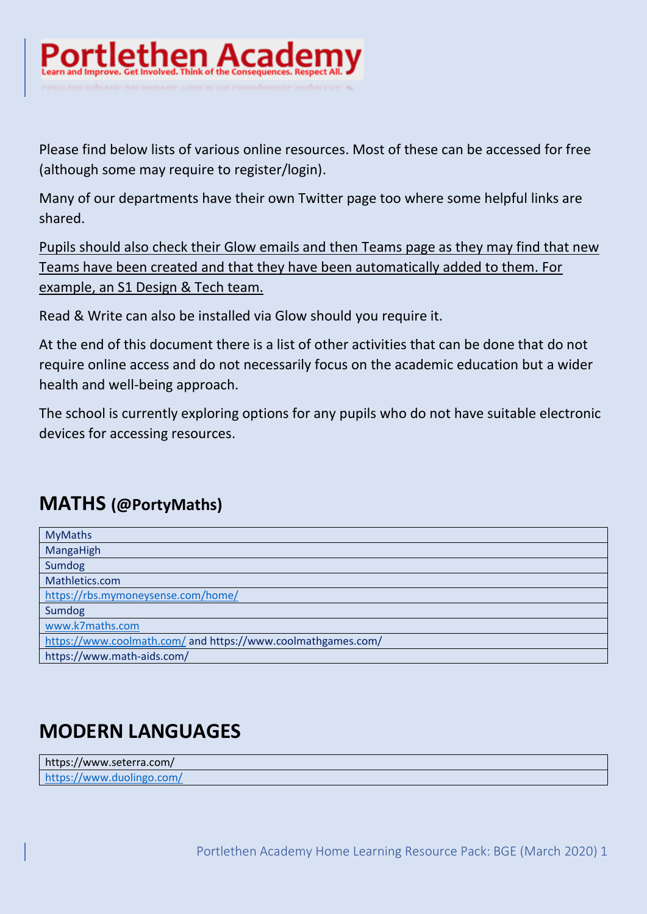# Portlethen Academy

Learn and Improve. Get Involved. Think of the Consequences. Respect All.

Please find below lists of various online resources. Most of these can be accessed for free (although some may require to register/login).

Many of our departments have their own Twitter page too where some helpful links are shared.

Pupils should also check their Glow emails and then Teams page as they may find that new Teams have been created and that they have been automatically added to them. For example, an S1 Design & Tech team.

Read & Write can also be installed via Glow should you require it.

At the end of this document there is a list of other activities that can be done that do not require online access and do not necessarily focus on the academic education but a wider health and well-being approach.

The school is currently exploring options for any pupils who do not have suitable electronic devices for accessing resources.

## MATHS (@PortyMaths)

| |
|---|
| MyMaths |
| MangaHigh |
| Sumdog |
| Mathletics.com |
| https://rbs.mymoneysense.com/home/ |
| Sumdog |
| www.k7maths.com |
| https://www.coolmath.com/ and https://www.coolmathgames.com/ |
| https://www.math-aids.com/ |

## MODERN LANGUAGES

| |
|---|
| https://www.seterra.com/ |
| https://www.duolingo.com/ |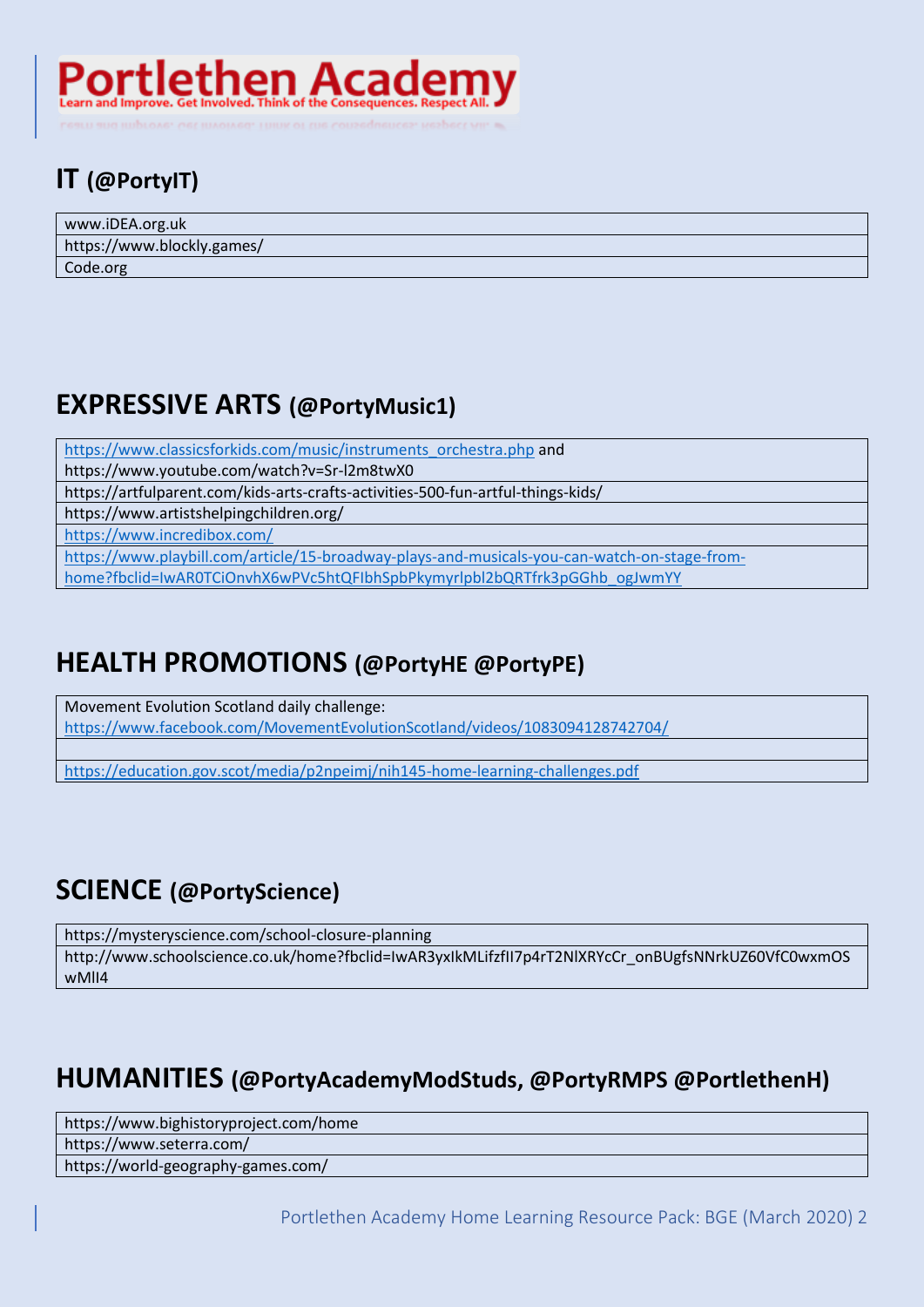Portlethen Academy
Learn and Improve. Get Involved. Think of the Consequences. Respect All.

## IT (@PortyIT)

| www.iDEA.org.uk |
| --- |
| https://www.blockly.games/ |
| Code.org |

## EXPRESSIVE ARTS (@PortyMusic1)

| https://www.classicsforkids.com/music/instruments_orchestra.php and https://www.youtube.com/watch?v=Sr-l2m8twX0 |
| --- |
| https://artfulparent.com/kids-arts-crafts-activities-500-fun-artful-things-kids/ |
| https://www.artistshelpingchildren.org/ |
| https://www.incredibox.com/ |
| https://www.playbill.com/article/15-broadway-plays-and-musicals-you-can-watch-on-stage-from-home?fbclid=IwAR0TCiOnvhX6wPVc5htQFIbhSpbPkymyrlpbl2bQRTfrk3pGGhb_ogJwmYY |

## HEALTH PROMOTIONS (@PortyHE @PortyPE)

| Movement Evolution Scotland daily challenge: https://www.facebook.com/MovementEvolutionScotland/videos/1083094128742704/ |
| --- |
| |
| https://education.gov.scot/media/p2npeimj/nih145-home-learning-challenges.pdf |

## SCIENCE (@PortyScience)

| https://mysteryscience.com/school-closure-planning |
| --- |
| http://www.schoolscience.co.uk/home?fbclid=IwAR3yxIkMLifzfIl7p4rT2NlXRYcCr_onBUgfsNNrkUZ60VfC0wxmOSwMlI4 |

## HUMANITIES (@PortyAcademyModStuds, @PortyRMPS @PortlethenH)

| https://www.bighistoryproject.com/home |
| --- |
| https://www.seterra.com/ |
| https://world-geography-games.com/ |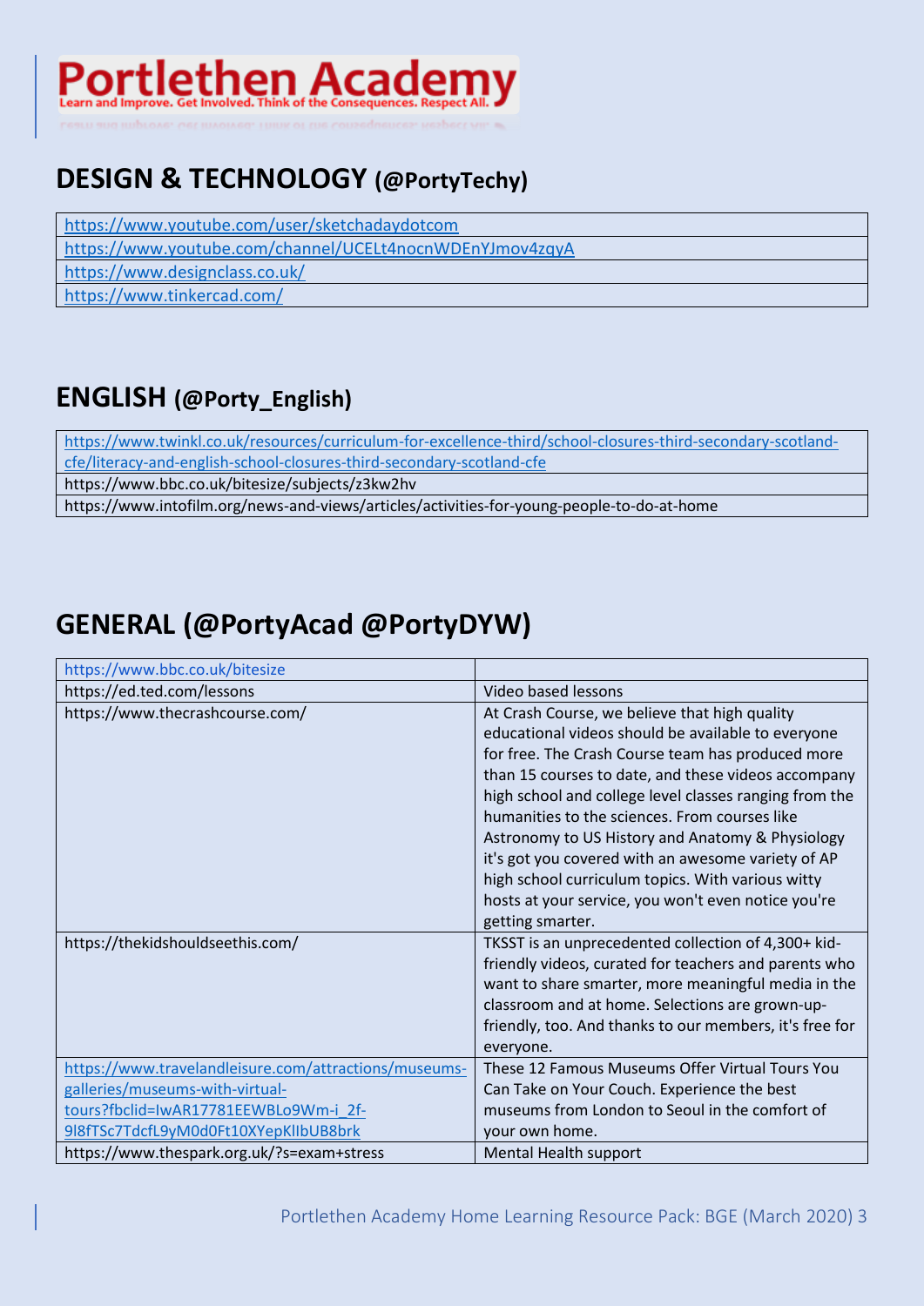# Portlethen Academy

Learn and Improve. Get Involved. Think of the Consequences. Respect All.

## DESIGN & TECHNOLOGY (@PortyTechy)

| |
|---|
| https://www.youtube.com/user/sketchadaydotcom |
| https://www.youtube.com/channel/UCELt4nocnWDEnYJmov4zqyA |
| https://www.designclass.co.uk/ |
| https://www.tinkercad.com/ |

## ENGLISH (@Porty_English)

| |
|---|
| https://www.twinkl.co.uk/resources/curriculum-for-excellence-third/school-closures-third-secondary-scotland-cfe/literacy-and-english-school-closures-third-secondary-scotland-cfe |
| https://www.bbc.co.uk/bitesize/subjects/z3kw2hv |
| https://www.intofilm.org/news-and-views/articles/activities-for-young-people-to-do-at-home |

## GENERAL (@PortyAcad @PortyDYW)

| | |
|---|---|
| https://www.bbc.co.uk/bitesize | |
| https://ed.ted.com/lessons | Video based lessons |
| https://www.thecrashcourse.com/ | At Crash Course, we believe that high quality educational videos should be available to everyone for free. The Crash Course team has produced more than 15 courses to date, and these videos accompany high school and college level classes ranging from the humanities to the sciences. From courses like Astronomy to US History and Anatomy & Physiology it's got you covered with an awesome variety of AP high school curriculum topics. With various witty hosts at your service, you won't even notice you're getting smarter. |
| https://thekidshouldseethis.com/ | TKSST is an unprecedented collection of 4,300+ kid-friendly videos, curated for teachers and parents who want to share smarter, more meaningful media in the classroom and at home. Selections are grown-up-friendly, too. And thanks to our members, it's free for everyone. |
| https://www.travelandleisure.com/attractions/museums-galleries/museums-with-virtual-tours?fbclid=IwAR17781EEWBLo9Wm-i_2f-9l8fTSc7TdcfL9yM0d0Ft10XYepKlIbUB8brk | These 12 Famous Museums Offer Virtual Tours You Can Take on Your Couch. Experience the best museums from London to Seoul in the comfort of your own home. |
| https://www.thespark.org.uk/?s=exam+stress | Mental Health support |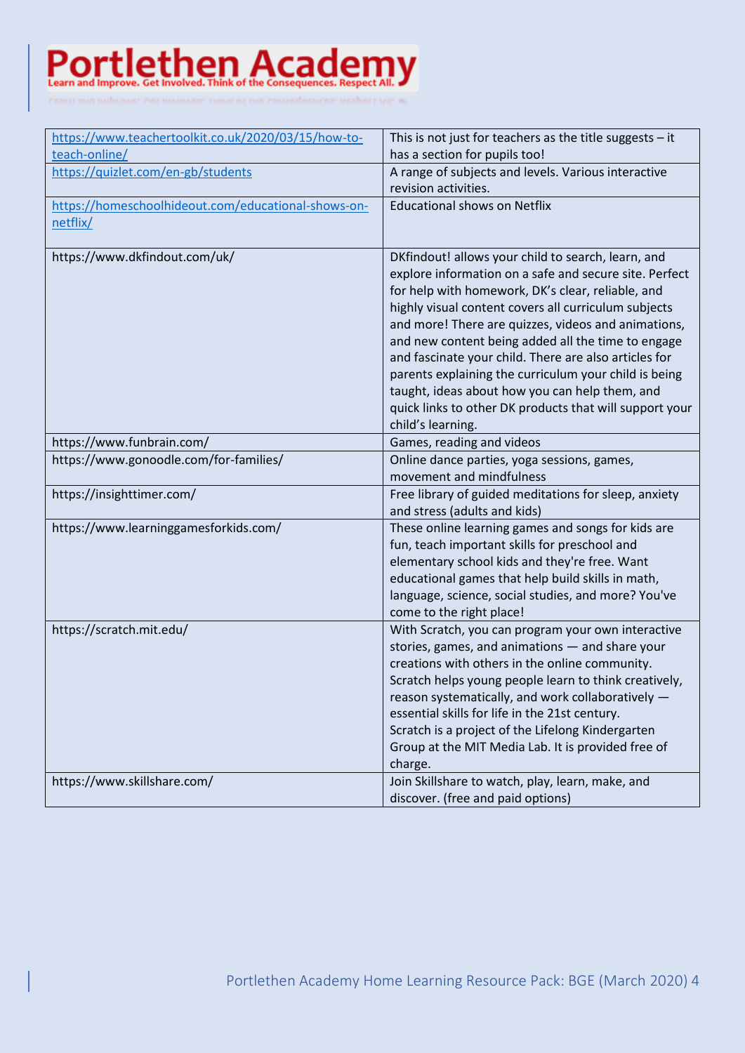| https://www.teachertoolkit.co.uk/2020/03/15/how-to-teach-online/ | This is not just for teachers as the title suggests – it has a section for pupils too! |
|---|---|
| https://quizlet.com/en-gb/students | A range of subjects and levels. Various interactive revision activities. |
| https://homeschoolhideout.com/educational-shows-on-netflix/ | Educational shows on Netflix |
| https://www.dkfindout.com/uk/ | DKfindout! allows your child to search, learn, and explore information on a safe and secure site. Perfect for help with homework, DK's clear, reliable, and highly visual content covers all curriculum subjects and more! There are quizzes, videos and animations, and new content being added all the time to engage and fascinate your child. There are also articles for parents explaining the curriculum your child is being taught, ideas about how you can help them, and quick links to other DK products that will support your child's learning. |
| https://www.funbrain.com/ | Games, reading and videos |
| https://www.gonoodle.com/for-families/ | Online dance parties, yoga sessions, games, movement and mindfulness |
| https://insighttimer.com/ | Free library of guided meditations for sleep, anxiety and stress (adults and kids) |
| https://www.learninggamesforkids.com/ | These online learning games and songs for kids are fun, teach important skills for preschool and elementary school kids and they're free. Want educational games that help build skills in math, language, science, social studies, and more? You've come to the right place! |
| https://scratch.mit.edu/ | With Scratch, you can program your own interactive stories, games, and animations — and share your creations with others in the online community. Scratch helps young people learn to think creatively, reason systematically, and work collaboratively — essential skills for life in the 21st century. Scratch is a project of the Lifelong Kindergarten Group at the MIT Media Lab. It is provided free of charge. |
| https://www.skillshare.com/ | Join Skillshare to watch, play, learn, make, and discover. (free and paid options) |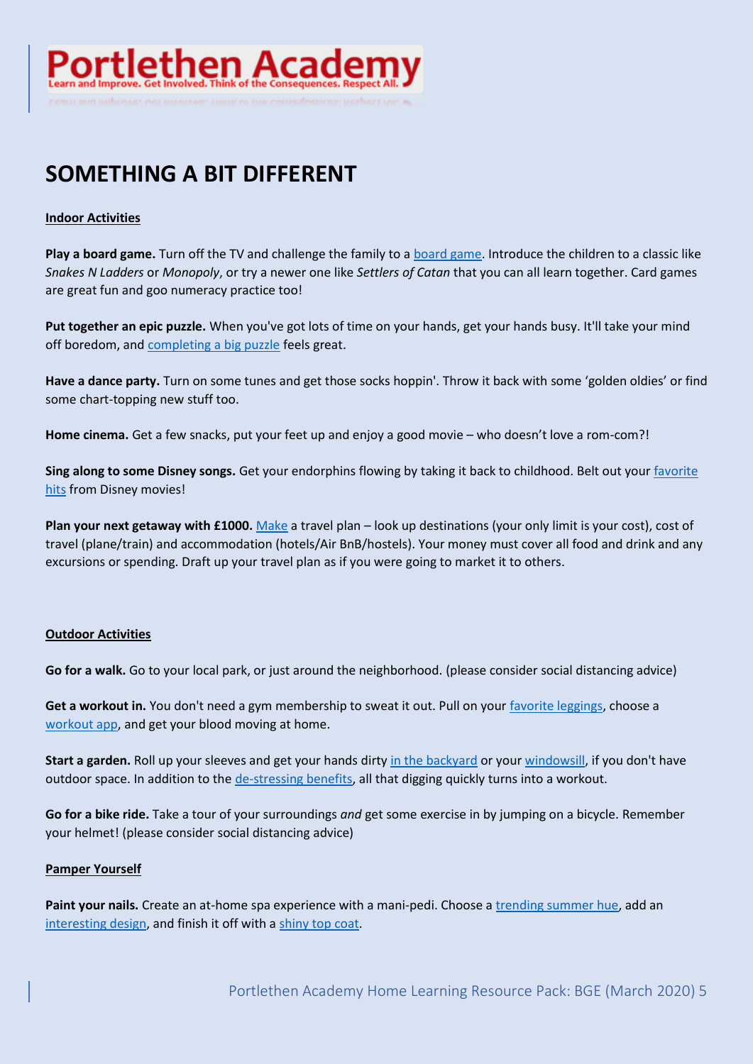# SOMETHING A BIT DIFFERENT

**Indoor Activities**

**Play a board game.** Turn off the TV and challenge the family to a board game. Introduce the children to a classic like *Snakes N Ladders* or *Monopoly*, or try a newer one like *Settlers of Catan* that you can all learn together. Card games are great fun and goo numeracy practice too!

**Put together an epic puzzle.** When you've got lots of time on your hands, get your hands busy. It'll take your mind off boredom, and completing a big puzzle feels great.

**Have a dance party.** Turn on some tunes and get those socks hoppin'. Throw it back with some 'golden oldies' or find some chart-topping new stuff too.

**Home cinema.** Get a few snacks, put your feet up and enjoy a good movie – who doesn't love a rom-com?!

**Sing along to some Disney songs.** Get your endorphins flowing by taking it back to childhood. Belt out your favorite hits from Disney movies!

**Plan your next getaway with £1000.** Make a travel plan – look up destinations (your only limit is your cost), cost of travel (plane/train) and accommodation (hotels/Air BnB/hostels). Your money must cover all food and drink and any excursions or spending. Draft up your travel plan as if you were going to market it to others.

**Outdoor Activities**

**Go for a walk.** Go to your local park, or just around the neighborhood. (please consider social distancing advice)

**Get a workout in.** You don't need a gym membership to sweat it out. Pull on your favorite leggings, choose a workout app, and get your blood moving at home.

**Start a garden.** Roll up your sleeves and get your hands dirty in the backyard or your windowsill, if you don't have outdoor space. In addition to the de-stressing benefits, all that digging quickly turns into a workout.

**Go for a bike ride.** Take a tour of your surroundings *and* get some exercise in by jumping on a bicycle. Remember your helmet! (please consider social distancing advice)

**Pamper Yourself**

**Paint your nails.** Create an at-home spa experience with a mani-pedi. Choose a trending summer hue, add an interesting design, and finish it off with a shiny top coat.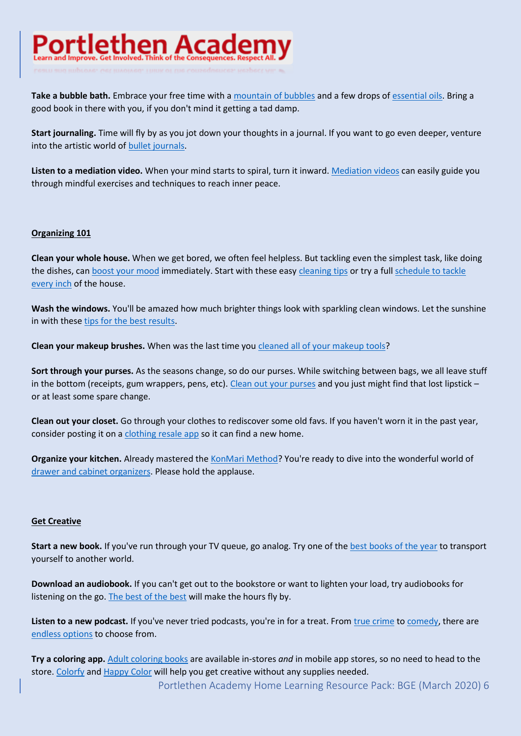**Take a bubble bath.** Embrace your free time with a mountain of bubbles and a few drops of essential oils. Bring a good book in there with you, if you don't mind it getting a tad damp.

**Start journaling.** Time will fly by as you jot down your thoughts in a journal. If you want to go even deeper, venture into the artistic world of bullet journals.

**Listen to a mediation video.** When your mind starts to spiral, turn it inward. Mediation videos can easily guide you through mindful exercises and techniques to reach inner peace.

## Organizing 101

**Clean your whole house.** When we get bored, we often feel helpless. But tackling even the simplest task, like doing the dishes, can boost your mood immediately. Start with these easy cleaning tips or try a full schedule to tackle every inch of the house.

**Wash the windows.** You'll be amazed how much brighter things look with sparkling clean windows. Let the sunshine in with these tips for the best results.

**Clean your makeup brushes.** When was the last time you cleaned all of your makeup tools?

**Sort through your purses.** As the seasons change, so do our purses. While switching between bags, we all leave stuff in the bottom (receipts, gum wrappers, pens, etc). Clean out your purses and you just might find that lost lipstick – or at least some spare change.

**Clean out your closet.** Go through your clothes to rediscover some old favs. If you haven't worn it in the past year, consider posting it on a clothing resale app so it can find a new home.

**Organize your kitchen.** Already mastered the KonMari Method? You're ready to dive into the wonderful world of drawer and cabinet organizers. Please hold the applause.

## Get Creative

**Start a new book.** If you've run through your TV queue, go analog. Try one of the best books of the year to transport yourself to another world.

**Download an audiobook.** If you can't get out to the bookstore or want to lighten your load, try audiobooks for listening on the go. The best of the best will make the hours fly by.

**Listen to a new podcast.** If you've never tried podcasts, you're in for a treat. From true crime to comedy, there are endless options to choose from.

**Try a coloring app.** Adult coloring books are available in-stores *and* in mobile app stores, so no need to head to the store. Colorfy and Happy Color will help you get creative without any supplies needed.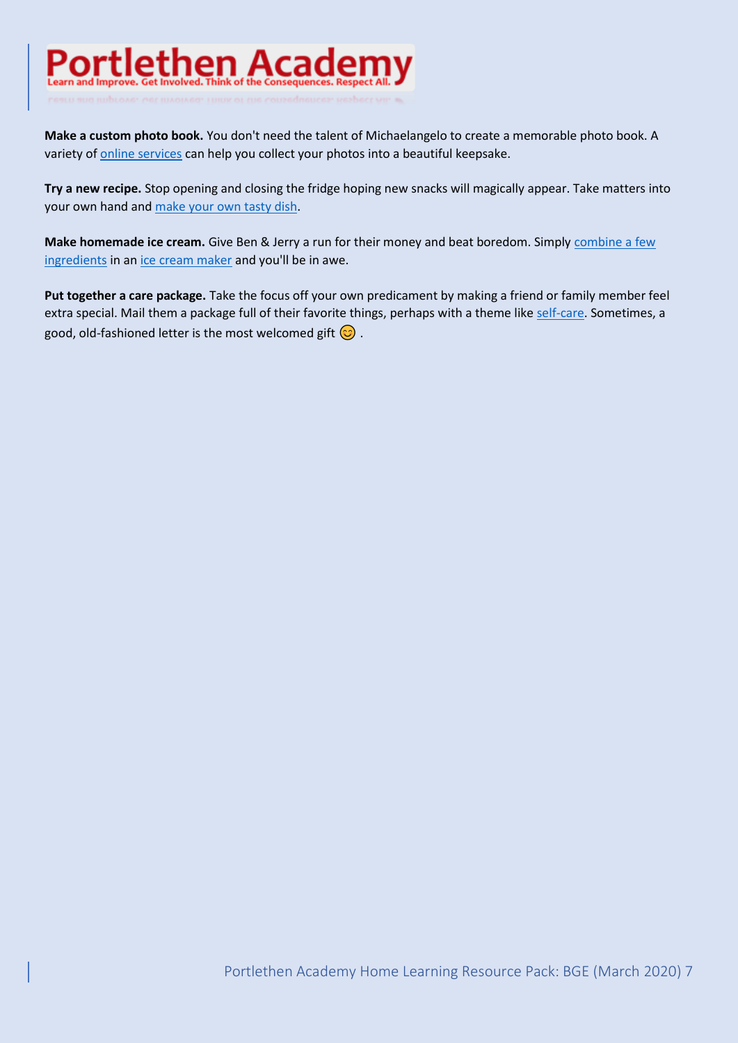**Make a custom photo book.** You don't need the talent of Michaelangelo to create a memorable photo book. A variety of online services can help you collect your photos into a beautiful keepsake.

**Try a new recipe.** Stop opening and closing the fridge hoping new snacks will magically appear. Take matters into your own hand and make your own tasty dish.

**Make homemade ice cream.** Give Ben & Jerry a run for their money and beat boredom. Simply combine a few ingredients in an ice cream maker and you'll be in awe.

**Put together a care package.** Take the focus off your own predicament by making a friend or family member feel extra special. Mail them a package full of their favorite things, perhaps with a theme like self-care. Sometimes, a good, old-fashioned letter is the most welcomed gift 😊 .